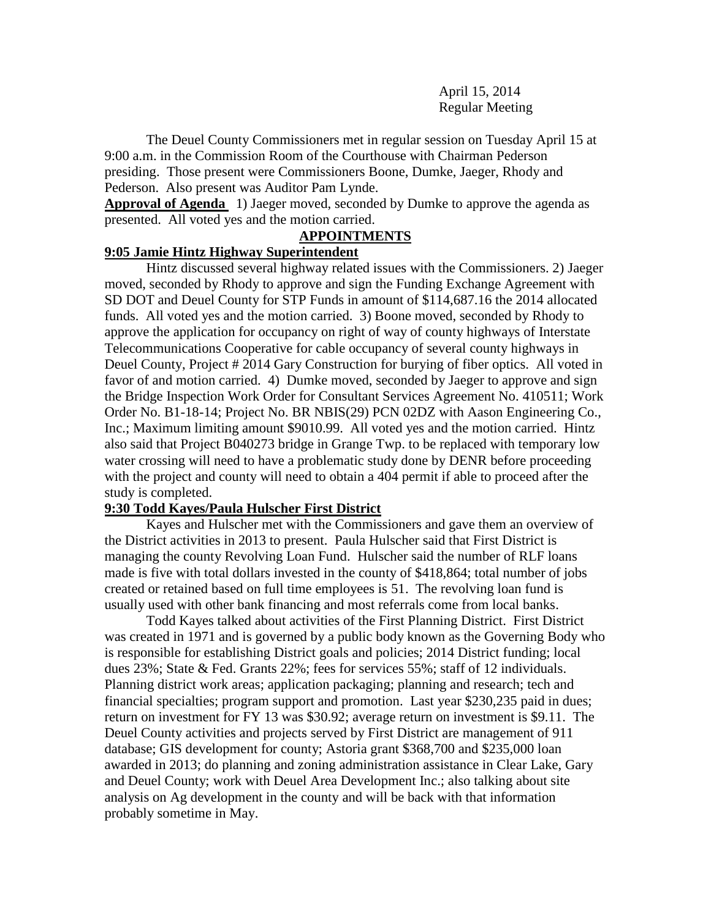April 15, 2014
Regular Meeting

The Deuel County Commissioners met in regular session on Tuesday April 15 at 9:00 a.m. in the Commission Room of the Courthouse with Chairman Pederson presiding. Those present were Commissioners Boone, Dumke, Jaeger, Rhody and Pederson. Also present was Auditor Pam Lynde.

**Approval of Agenda** 1) Jaeger moved, seconded by Dumke to approve the agenda as presented. All voted yes and the motion carried.

## APPOINTMENTS

### 9:05 Jamie Hintz Highway Superintendent

Hintz discussed several highway related issues with the Commissioners. 2) Jaeger moved, seconded by Rhody to approve and sign the Funding Exchange Agreement with SD DOT and Deuel County for STP Funds in amount of $114,687.16 the 2014 allocated funds. All voted yes and the motion carried. 3) Boone moved, seconded by Rhody to approve the application for occupancy on right of way of county highways of Interstate Telecommunications Cooperative for cable occupancy of several county highways in Deuel County, Project # 2014 Gary Construction for burying of fiber optics. All voted in favor of and motion carried. 4) Dumke moved, seconded by Jaeger to approve and sign the Bridge Inspection Work Order for Consultant Services Agreement No. 410511; Work Order No. B1-18-14; Project No. BR NBIS(29) PCN 02DZ with Aason Engineering Co., Inc.; Maximum limiting amount $9010.99. All voted yes and the motion carried. Hintz also said that Project B040273 bridge in Grange Twp. to be replaced with temporary low water crossing will need to have a problematic study done by DENR before proceeding with the project and county will need to obtain a 404 permit if able to proceed after the study is completed.

### 9:30 Todd Kayes/Paula Hulscher First District

Kayes and Hulscher met with the Commissioners and gave them an overview of the District activities in 2013 to present. Paula Hulscher said that First District is managing the county Revolving Loan Fund. Hulscher said the number of RLF loans made is five with total dollars invested in the county of $418,864; total number of jobs created or retained based on full time employees is 51. The revolving loan fund is usually used with other bank financing and most referrals come from local banks.

Todd Kayes talked about activities of the First Planning District. First District was created in 1971 and is governed by a public body known as the Governing Body who is responsible for establishing District goals and policies; 2014 District funding; local dues 23%; State & Fed. Grants 22%; fees for services 55%; staff of 12 individuals. Planning district work areas; application packaging; planning and research; tech and financial specialties; program support and promotion. Last year $230,235 paid in dues; return on investment for FY 13 was $30.92; average return on investment is $9.11. The Deuel County activities and projects served by First District are management of 911 database; GIS development for county; Astoria grant $368,700 and $235,000 loan awarded in 2013; do planning and zoning administration assistance in Clear Lake, Gary and Deuel County; work with Deuel Area Development Inc.; also talking about site analysis on Ag development in the county and will be back with that information probably sometime in May.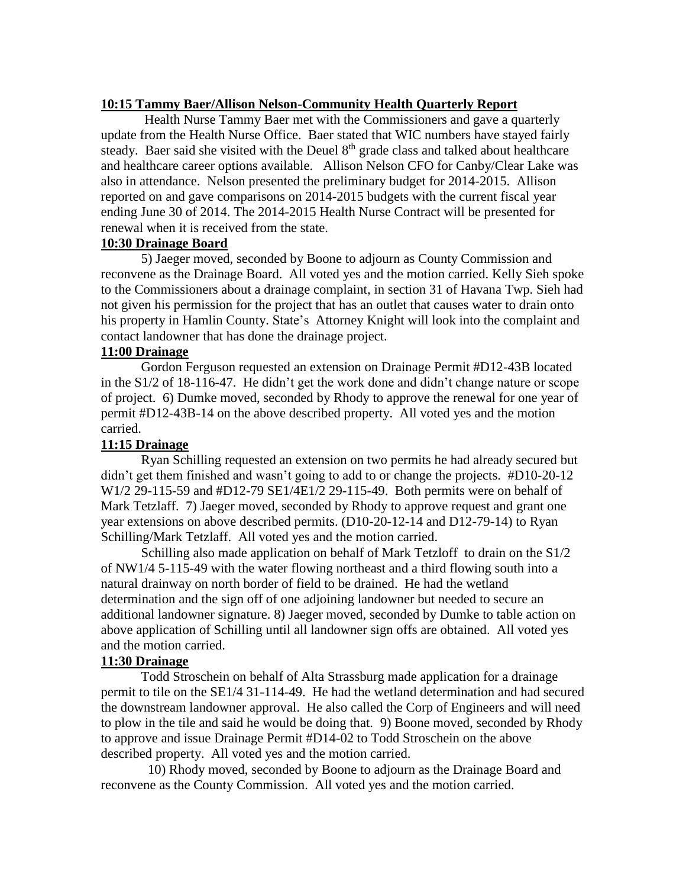**10:15 Tammy Baer/Allison Nelson-Community Health Quarterly Report**

Health Nurse Tammy Baer met with the Commissioners and gave a quarterly update from the Health Nurse Office. Baer stated that WIC numbers have stayed fairly steady. Baer said she visited with the Deuel 8th grade class and talked about healthcare and healthcare career options available. Allison Nelson CFO for Canby/Clear Lake was also in attendance. Nelson presented the preliminary budget for 2014-2015. Allison reported on and gave comparisons on 2014-2015 budgets with the current fiscal year ending June 30 of 2014. The 2014-2015 Health Nurse Contract will be presented for renewal when it is received from the state.

**10:30 Drainage Board**

5) Jaeger moved, seconded by Boone to adjourn as County Commission and reconvene as the Drainage Board. All voted yes and the motion carried. Kelly Sieh spoke to the Commissioners about a drainage complaint, in section 31 of Havana Twp. Sieh had not given his permission for the project that has an outlet that causes water to drain onto his property in Hamlin County. State's Attorney Knight will look into the complaint and contact landowner that has done the drainage project.

**11:00 Drainage**

Gordon Ferguson requested an extension on Drainage Permit #D12-43B located in the S1/2 of 18-116-47. He didn't get the work done and didn't change nature or scope of project. 6) Dumke moved, seconded by Rhody to approve the renewal for one year of permit #D12-43B-14 on the above described property. All voted yes and the motion carried.

**11:15 Drainage**

Ryan Schilling requested an extension on two permits he had already secured but didn't get them finished and wasn't going to add to or change the projects. #D10-20-12 W1/2 29-115-59 and #D12-79 SE1/4E1/2 29-115-49. Both permits were on behalf of Mark Tetzlaff. 7) Jaeger moved, seconded by Rhody to approve request and grant one year extensions on above described permits. (D10-20-12-14 and D12-79-14) to Ryan Schilling/Mark Tetzlaff. All voted yes and the motion carried.

Schilling also made application on behalf of Mark Tetzloff to drain on the S1/2 of NW1/4 5-115-49 with the water flowing northeast and a third flowing south into a natural drainway on north border of field to be drained. He had the wetland determination and the sign off of one adjoining landowner but needed to secure an additional landowner signature. 8) Jaeger moved, seconded by Dumke to table action on above application of Schilling until all landowner sign offs are obtained. All voted yes and the motion carried.

**11:30 Drainage**

Todd Stroschein on behalf of Alta Strassburg made application for a drainage permit to tile on the SE1/4 31-114-49. He had the wetland determination and had secured the downstream landowner approval. He also called the Corp of Engineers and will need to plow in the tile and said he would be doing that. 9) Boone moved, seconded by Rhody to approve and issue Drainage Permit #D14-02 to Todd Stroschein on the above described property. All voted yes and the motion carried.

10) Rhody moved, seconded by Boone to adjourn as the Drainage Board and reconvene as the County Commission. All voted yes and the motion carried.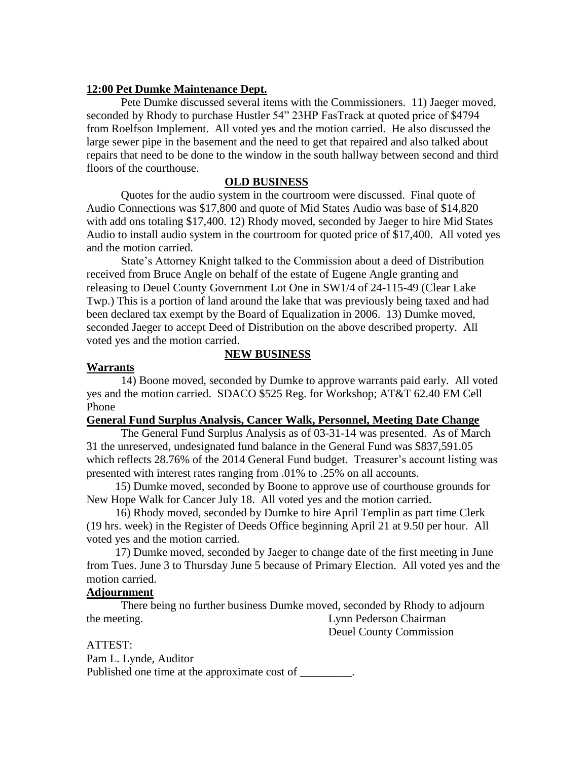**12:00 Pet Dumke Maintenance Dept.**

Pete Dumke discussed several items with the Commissioners. 11) Jaeger moved, seconded by Rhody to purchase Hustler 54" 23HP FasTrack at quoted price of $4794 from Roelfson Implement. All voted yes and the motion carried. He also discussed the large sewer pipe in the basement and the need to get that repaired and also talked about repairs that need to be done to the window in the south hallway between second and third floors of the courthouse.

**OLD BUSINESS**

Quotes for the audio system in the courtroom were discussed. Final quote of Audio Connections was $17,800 and quote of Mid States Audio was base of $14,820 with add ons totaling $17,400. 12) Rhody moved, seconded by Jaeger to hire Mid States Audio to install audio system in the courtroom for quoted price of $17,400. All voted yes and the motion carried.

State's Attorney Knight talked to the Commission about a deed of Distribution received from Bruce Angle on behalf of the estate of Eugene Angle granting and releasing to Deuel County Government Lot One in SW1/4 of 24-115-49 (Clear Lake Twp.) This is a portion of land around the lake that was previously being taxed and had been declared tax exempt by the Board of Equalization in 2006. 13) Dumke moved, seconded Jaeger to accept Deed of Distribution on the above described property. All voted yes and the motion carried.

**NEW BUSINESS**

**Warrants**

14) Boone moved, seconded by Dumke to approve warrants paid early. All voted yes and the motion carried. SDACO $525 Reg. for Workshop; AT&T 62.40 EM Cell Phone

**General Fund Surplus Analysis, Cancer Walk, Personnel, Meeting Date Change**

The General Fund Surplus Analysis as of 03-31-14 was presented. As of March 31 the unreserved, undesignated fund balance in the General Fund was $837,591.05 which reflects 28.76% of the 2014 General Fund budget. Treasurer's account listing was presented with interest rates ranging from .01% to .25% on all accounts.

15) Dumke moved, seconded by Boone to approve use of courthouse grounds for New Hope Walk for Cancer July 18. All voted yes and the motion carried.

16) Rhody moved, seconded by Dumke to hire April Templin as part time Clerk (19 hrs. week) in the Register of Deeds Office beginning April 21 at 9.50 per hour. All voted yes and the motion carried.

17) Dumke moved, seconded by Jaeger to change date of the first meeting in June from Tues. June 3 to Thursday June 5 because of Primary Election. All voted yes and the motion carried.

**Adjournment**

There being no further business Dumke moved, seconded by Rhody to adjourn the meeting.

Lynn Pederson Chairman
Deuel County Commission

ATTEST:
Pam L. Lynde, Auditor
Published one time at the approximate cost of _________.